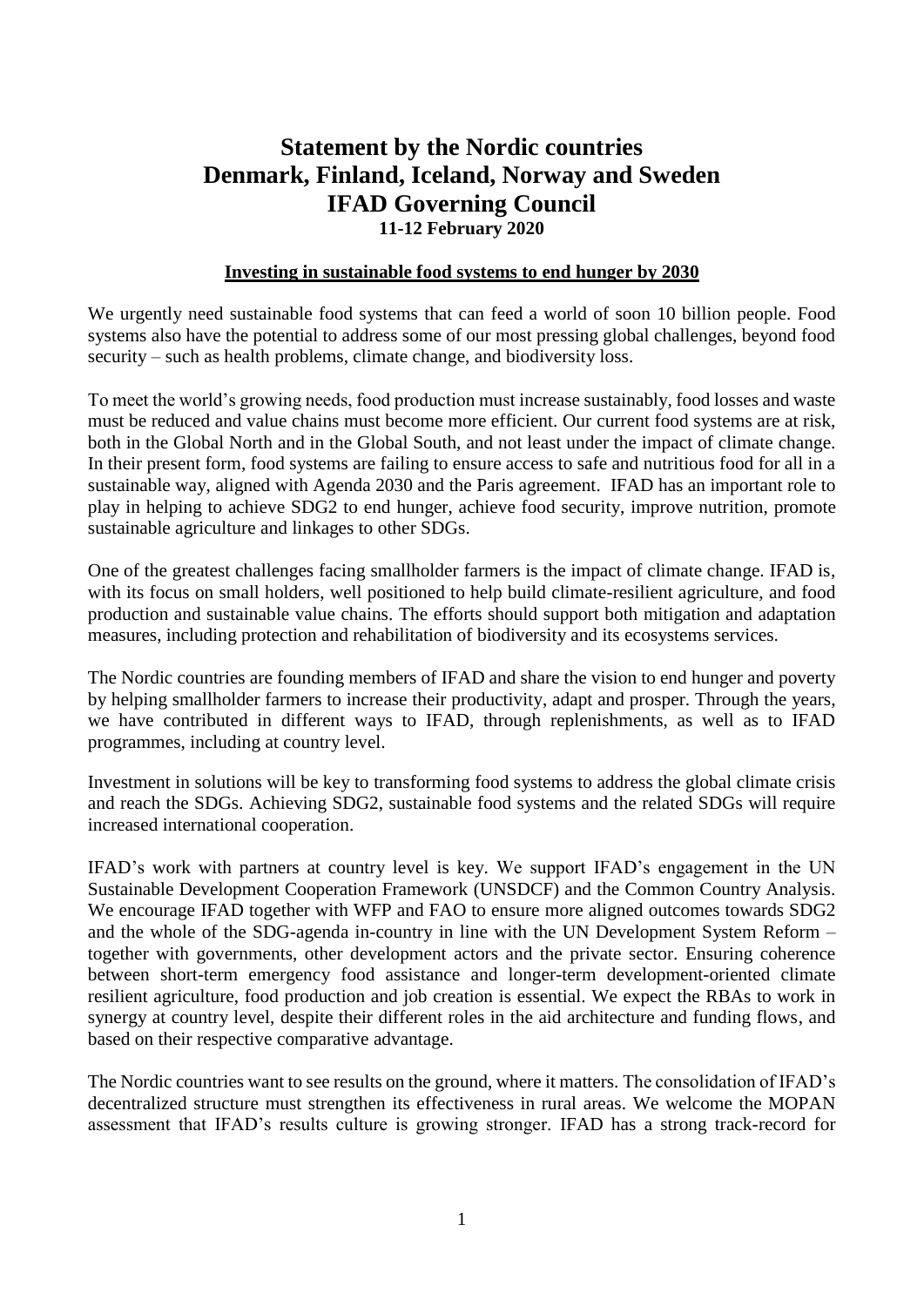# Statement by the Nordic countries
# Denmark, Finland, Iceland, Norway and Sweden
# IFAD Governing Council
### 11-12 February 2020

## Investing in sustainable food systems to end hunger by 2030

We urgently need sustainable food systems that can feed a world of soon 10 billion people. Food systems also have the potential to address some of our most pressing global challenges, beyond food security – such as health problems, climate change, and biodiversity loss.

To meet the world's growing needs, food production must increase sustainably, food losses and waste must be reduced and value chains must become more efficient. Our current food systems are at risk, both in the Global North and in the Global South, and not least under the impact of climate change. In their present form, food systems are failing to ensure access to safe and nutritious food for all in a sustainable way, aligned with Agenda 2030 and the Paris agreement. IFAD has an important role to play in helping to achieve SDG2 to end hunger, achieve food security, improve nutrition, promote sustainable agriculture and linkages to other SDGs.

One of the greatest challenges facing smallholder farmers is the impact of climate change. IFAD is, with its focus on small holders, well positioned to help build climate-resilient agriculture, and food production and sustainable value chains. The efforts should support both mitigation and adaptation measures, including protection and rehabilitation of biodiversity and its ecosystems services.

The Nordic countries are founding members of IFAD and share the vision to end hunger and poverty by helping smallholder farmers to increase their productivity, adapt and prosper. Through the years, we have contributed in different ways to IFAD, through replenishments, as well as to IFAD programmes, including at country level.

Investment in solutions will be key to transforming food systems to address the global climate crisis and reach the SDGs. Achieving SDG2, sustainable food systems and the related SDGs will require increased international cooperation.

IFAD's work with partners at country level is key. We support IFAD's engagement in the UN Sustainable Development Cooperation Framework (UNSDCF) and the Common Country Analysis. We encourage IFAD together with WFP and FAO to ensure more aligned outcomes towards SDG2 and the whole of the SDG-agenda in-country in line with the UN Development System Reform – together with governments, other development actors and the private sector. Ensuring coherence between short-term emergency food assistance and longer-term development-oriented climate resilient agriculture, food production and job creation is essential. We expect the RBAs to work in synergy at country level, despite their different roles in the aid architecture and funding flows, and based on their respective comparative advantage.

The Nordic countries want to see results on the ground, where it matters. The consolidation of IFAD's decentralized structure must strengthen its effectiveness in rural areas. We welcome the MOPAN assessment that IFAD's results culture is growing stronger. IFAD has a strong track-record for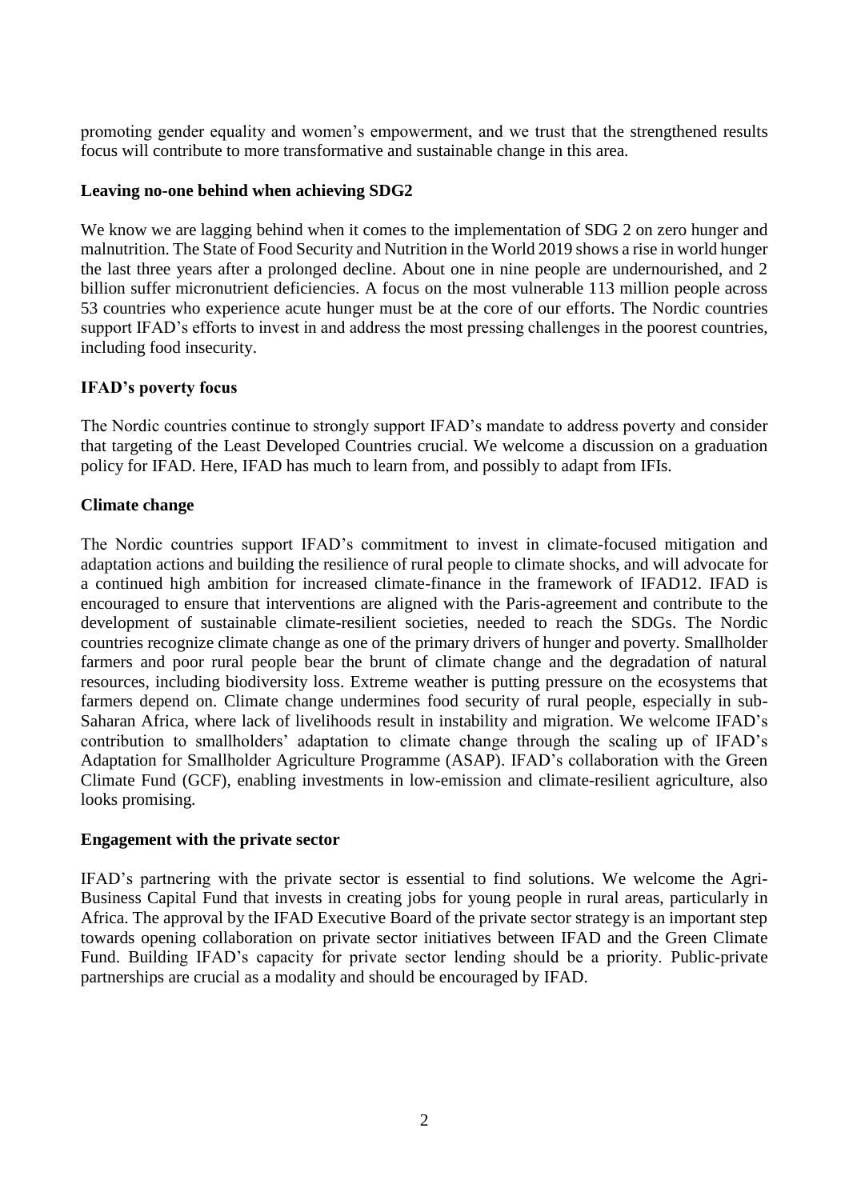promoting gender equality and women's empowerment, and we trust that the strengthened results focus will contribute to more transformative and sustainable change in this area.

**Leaving no-one behind when achieving SDG2**

We know we are lagging behind when it comes to the implementation of SDG 2 on zero hunger and malnutrition. The State of Food Security and Nutrition in the World 2019 shows a rise in world hunger the last three years after a prolonged decline. About one in nine people are undernourished, and 2 billion suffer micronutrient deficiencies. A focus on the most vulnerable 113 million people across 53 countries who experience acute hunger must be at the core of our efforts. The Nordic countries support IFAD's efforts to invest in and address the most pressing challenges in the poorest countries, including food insecurity.

**IFAD's poverty focus**

The Nordic countries continue to strongly support IFAD's mandate to address poverty and consider that targeting of the Least Developed Countries crucial. We welcome a discussion on a graduation policy for IFAD. Here, IFAD has much to learn from, and possibly to adapt from IFIs.

**Climate change**

The Nordic countries support IFAD's commitment to invest in climate-focused mitigation and adaptation actions and building the resilience of rural people to climate shocks, and will advocate for a continued high ambition for increased climate-finance in the framework of IFAD12. IFAD is encouraged to ensure that interventions are aligned with the Paris-agreement and contribute to the development of sustainable climate-resilient societies, needed to reach the SDGs. The Nordic countries recognize climate change as one of the primary drivers of hunger and poverty. Smallholder farmers and poor rural people bear the brunt of climate change and the degradation of natural resources, including biodiversity loss. Extreme weather is putting pressure on the ecosystems that farmers depend on. Climate change undermines food security of rural people, especially in sub-Saharan Africa, where lack of livelihoods result in instability and migration. We welcome IFAD's contribution to smallholders' adaptation to climate change through the scaling up of IFAD's Adaptation for Smallholder Agriculture Programme (ASAP). IFAD's collaboration with the Green Climate Fund (GCF), enabling investments in low-emission and climate-resilient agriculture, also looks promising.

**Engagement with the private sector**

IFAD's partnering with the private sector is essential to find solutions. We welcome the Agri-Business Capital Fund that invests in creating jobs for young people in rural areas, particularly in Africa. The approval by the IFAD Executive Board of the private sector strategy is an important step towards opening collaboration on private sector initiatives between IFAD and the Green Climate Fund. Building IFAD's capacity for private sector lending should be a priority. Public-private partnerships are crucial as a modality and should be encouraged by IFAD.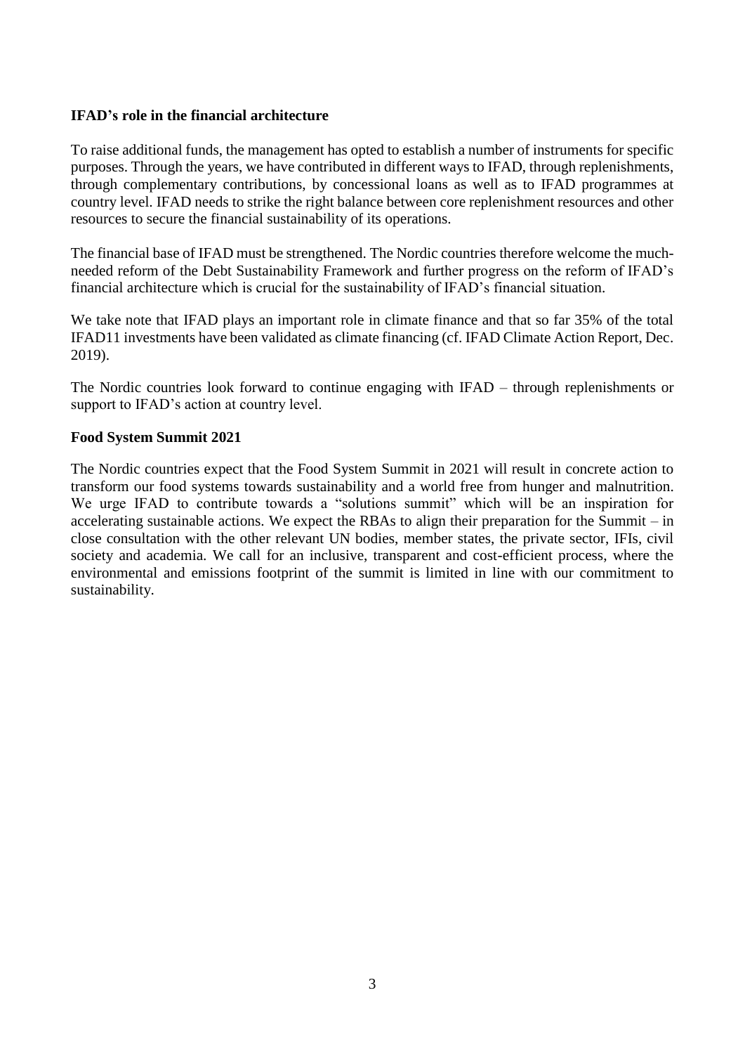**IFAD's role in the financial architecture**

To raise additional funds, the management has opted to establish a number of instruments for specific purposes. Through the years, we have contributed in different ways to IFAD, through replenishments, through complementary contributions, by concessional loans as well as to IFAD programmes at country level. IFAD needs to strike the right balance between core replenishment resources and other resources to secure the financial sustainability of its operations.

The financial base of IFAD must be strengthened. The Nordic countries therefore welcome the much-needed reform of the Debt Sustainability Framework and further progress on the reform of IFAD's financial architecture which is crucial for the sustainability of IFAD's financial situation.

We take note that IFAD plays an important role in climate finance and that so far 35% of the total IFAD11 investments have been validated as climate financing (cf. IFAD Climate Action Report, Dec. 2019).

The Nordic countries look forward to continue engaging with IFAD – through replenishments or support to IFAD's action at country level.

**Food System Summit 2021**

The Nordic countries expect that the Food System Summit in 2021 will result in concrete action to transform our food systems towards sustainability and a world free from hunger and malnutrition. We urge IFAD to contribute towards a "solutions summit" which will be an inspiration for accelerating sustainable actions. We expect the RBAs to align their preparation for the Summit – in close consultation with the other relevant UN bodies, member states, the private sector, IFIs, civil society and academia. We call for an inclusive, transparent and cost-efficient process, where the environmental and emissions footprint of the summit is limited in line with our commitment to sustainability.